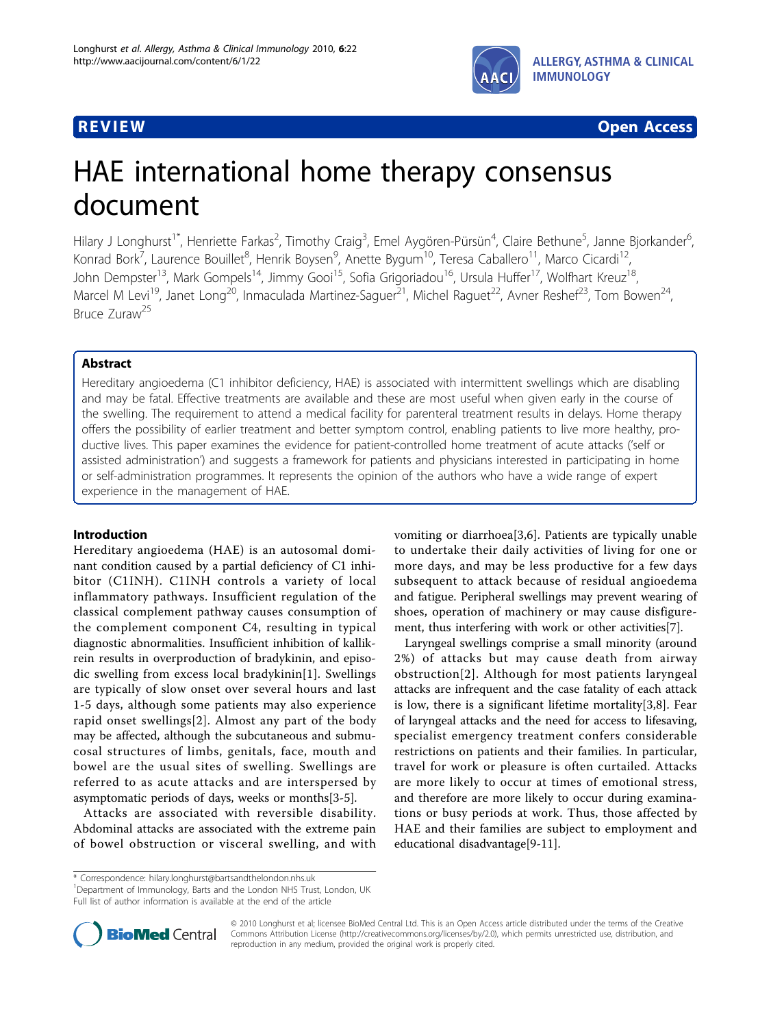REVIEW Open Access

# HAE international home therapy consensus document

Hilary J Longhurst[1*], Henriette Farkas[2], Timothy Craig[3], Emel Aygören-Pürsün[4], Claire Bethune[5], Janne Bjorkander[6], Konrad Bork[7], Laurence Bouillet[8], Henrik Boysen[9], Anette Bygum[10], Teresa Caballero[11], Marco Cicardi[12], John Dempster[13], Mark Gompels[14], Jimmy Gooi[15], Sofia Grigoriadou[16], Ursula Huffer[17], Wolfhart Kreuz[18], Marcel M Levi[19], Janet Long[20], Inmaculada Martinez-Saguer[21], Michel Raguet[22], Avner Reshef[23], Tom Bowen[24], Bruce Zuraw[25]

## Abstract

Hereditary angioedema (C1 inhibitor deficiency, HAE) is associated with intermittent swellings which are disabling and may be fatal. Effective treatments are available and these are most useful when given early in the course of the swelling. The requirement to attend a medical facility for parenteral treatment results in delays. Home therapy offers the possibility of earlier treatment and better symptom control, enabling patients to live more healthy, productive lives. This paper examines the evidence for patient-controlled home treatment of acute attacks ('self or assisted administration') and suggests a framework for patients and physicians interested in participating in home or self-administration programmes. It represents the opinion of the authors who have a wide range of expert experience in the management of HAE.

## Introduction

Hereditary angioedema (HAE) is an autosomal dominant condition caused by a partial deficiency of C1 inhibitor (C1INH). C1INH controls a variety of local inflammatory pathways. Insufficient regulation of the classical complement pathway causes consumption of the complement component C4, resulting in typical diagnostic abnormalities. Insufficient inhibition of kallikrein results in overproduction of bradykinin, and episodic swelling from excess local bradykinin[1]. Swellings are typically of slow onset over several hours and last 1-5 days, although some patients may also experience rapid onset swellings[2]. Almost any part of the body may be affected, although the subcutaneous and submucosal structures of limbs, genitals, face, mouth and bowel are the usual sites of swelling. Swellings are referred to as acute attacks and are interspersed by asymptomatic periods of days, weeks or months[3-5].

Attacks are associated with reversible disability. Abdominal attacks are associated with the extreme pain of bowel obstruction or visceral swelling, and with vomiting or diarrhoea[3,6]. Patients are typically unable to undertake their daily activities of living for one or more days, and may be less productive for a few days subsequent to attack because of residual angioedema and fatigue. Peripheral swellings may prevent wearing of shoes, operation of machinery or may cause disfigurement, thus interfering with work or other activities[7].

Laryngeal swellings comprise a small minority (around 2%) of attacks but may cause death from airway obstruction[2]. Although for most patients laryngeal attacks are infrequent and the case fatality of each attack is low, there is a significant lifetime mortality[3,8]. Fear of laryngeal attacks and the need for access to lifesaving, specialist emergency treatment confers considerable restrictions on patients and their families. In particular, travel for work or pleasure is often curtailed. Attacks are more likely to occur at times of emotional stress, and therefore are more likely to occur during examinations or busy periods at work. Thus, those affected by HAE and their families are subject to employment and educational disadvantage[9-11].

* Correspondence: hilary.longhurst@bartsandthelondon.nhs.uk
[1]Department of Immunology, Barts and the London NHS Trust, London, UK
Full list of author information is available at the end of the article

© 2010 Longhurst et al; licensee BioMed Central Ltd. This is an Open Access article distributed under the terms of the Creative Commons Attribution License (http://creativecommons.org/licenses/by/2.0), which permits unrestricted use, distribution, and reproduction in any medium, provided the original work is properly cited.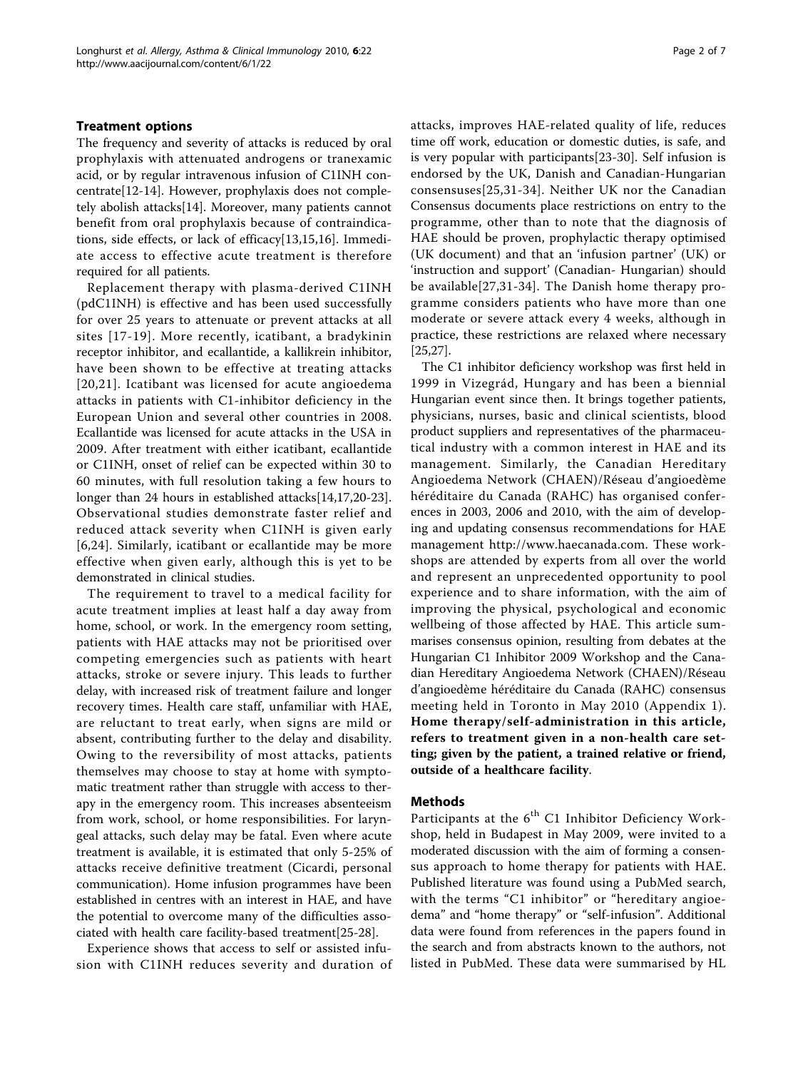## Treatment options

The frequency and severity of attacks is reduced by oral prophylaxis with attenuated androgens or tranexamic acid, or by regular intravenous infusion of C1INH concentrate[12-14]. However, prophylaxis does not completely abolish attacks[14]. Moreover, many patients cannot benefit from oral prophylaxis because of contraindications, side effects, or lack of efficacy[13,15,16]. Immediate access to effective acute treatment is therefore required for all patients.

Replacement therapy with plasma-derived C1INH (pdC1INH) is effective and has been used successfully for over 25 years to attenuate or prevent attacks at all sites [17-19]. More recently, icatibant, a bradykinin receptor inhibitor, and ecallantide, a kallikrein inhibitor, have been shown to be effective at treating attacks [20,21]. Icatibant was licensed for acute angioedema attacks in patients with C1-inhibitor deficiency in the European Union and several other countries in 2008. Ecallantide was licensed for acute attacks in the USA in 2009. After treatment with either icatibant, ecallantide or C1INH, onset of relief can be expected within 30 to 60 minutes, with full resolution taking a few hours to longer than 24 hours in established attacks[14,17,20-23]. Observational studies demonstrate faster relief and reduced attack severity when C1INH is given early [6,24]. Similarly, icatibant or ecallantide may be more effective when given early, although this is yet to be demonstrated in clinical studies.

The requirement to travel to a medical facility for acute treatment implies at least half a day away from home, school, or work. In the emergency room setting, patients with HAE attacks may not be prioritised over competing emergencies such as patients with heart attacks, stroke or severe injury. This leads to further delay, with increased risk of treatment failure and longer recovery times. Health care staff, unfamiliar with HAE, are reluctant to treat early, when signs are mild or absent, contributing further to the delay and disability. Owing to the reversibility of most attacks, patients themselves may choose to stay at home with symptomatic treatment rather than struggle with access to therapy in the emergency room. This increases absenteeism from work, school, or home responsibilities. For laryngeal attacks, such delay may be fatal. Even where acute treatment is available, it is estimated that only 5-25% of attacks receive definitive treatment (Cicardi, personal communication). Home infusion programmes have been established in centres with an interest in HAE, and have the potential to overcome many of the difficulties associated with health care facility-based treatment[25-28].

Experience shows that access to self or assisted infusion with C1INH reduces severity and duration of attacks, improves HAE-related quality of life, reduces time off work, education or domestic duties, is safe, and is very popular with participants[23-30]. Self infusion is endorsed by the UK, Danish and Canadian-Hungarian consensuses[25,31-34]. Neither UK nor the Canadian Consensus documents place restrictions on entry to the programme, other than to note that the diagnosis of HAE should be proven, prophylactic therapy optimised (UK document) and that an 'infusion partner' (UK) or 'instruction and support' (Canadian- Hungarian) should be available[27,31-34]. The Danish home therapy programme considers patients who have more than one moderate or severe attack every 4 weeks, although in practice, these restrictions are relaxed where necessary [25,27].

The C1 inhibitor deficiency workshop was first held in 1999 in Vizegrád, Hungary and has been a biennial Hungarian event since then. It brings together patients, physicians, nurses, basic and clinical scientists, blood product suppliers and representatives of the pharmaceutical industry with a common interest in HAE and its management. Similarly, the Canadian Hereditary Angioedema Network (CHAEN)/Réseau d'angioedème héréditaire du Canada (RAHC) has organised conferences in 2003, 2006 and 2010, with the aim of developing and updating consensus recommendations for HAE management http://www.haecanada.com. These workshops are attended by experts from all over the world and represent an unprecedented opportunity to pool experience and to share information, with the aim of improving the physical, psychological and economic wellbeing of those affected by HAE. This article summarises consensus opinion, resulting from debates at the Hungarian C1 Inhibitor 2009 Workshop and the Canadian Hereditary Angioedema Network (CHAEN)/Réseau d'angioedème héréditaire du Canada (RAHC) consensus meeting held in Toronto in May 2010 (Appendix 1). **Home therapy/self-administration in this article, refers to treatment given in a non-health care setting; given by the patient, a trained relative or friend, outside of a healthcare facility.**

## Methods

Participants at the 6th C1 Inhibitor Deficiency Workshop, held in Budapest in May 2009, were invited to a moderated discussion with the aim of forming a consensus approach to home therapy for patients with HAE. Published literature was found using a PubMed search, with the terms "C1 inhibitor" or "hereditary angioedema" and "home therapy" or "self-infusion". Additional data were found from references in the papers found in the search and from abstracts known to the authors, not listed in PubMed. These data were summarised by HL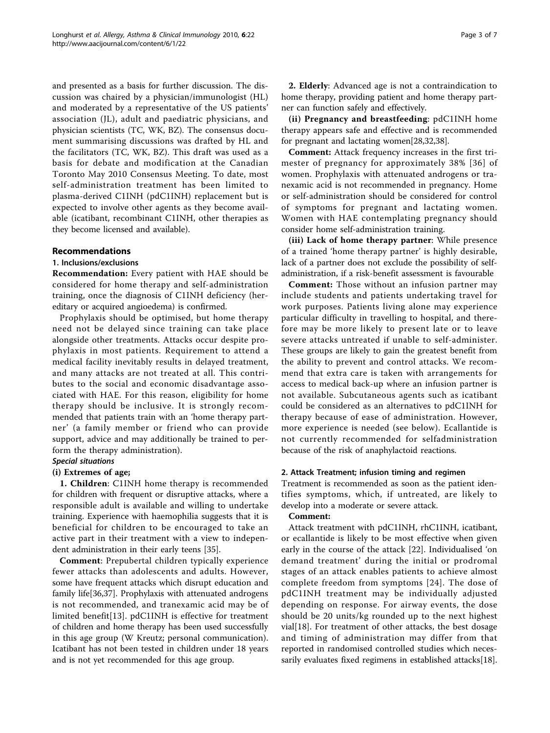and presented as a basis for further discussion. The discussion was chaired by a physician/immunologist (HL) and moderated by a representative of the US patients' association (JL), adult and paediatric physicians, and physician scientists (TC, WK, BZ). The consensus document summarising discussions was drafted by HL and the facilitators (TC, WK, BZ). This draft was used as a basis for debate and modification at the Canadian Toronto May 2010 Consensus Meeting. To date, most self-administration treatment has been limited to plasma-derived C1INH (pdC1INH) replacement but is expected to involve other agents as they become available (icatibant, recombinant C1INH, other therapies as they become licensed and available).

## Recommendations

### 1. Inclusions/exclusions

**Recommendation:** Every patient with HAE should be considered for home therapy and self-administration training, once the diagnosis of C1INH deficiency (hereditary or acquired angioedema) is confirmed.

Prophylaxis should be optimised, but home therapy need not be delayed since training can take place alongside other treatments. Attacks occur despite prophylaxis in most patients. Requirement to attend a medical facility inevitably results in delayed treatment, and many attacks are not treated at all. This contributes to the social and economic disadvantage associated with HAE. For this reason, eligibility for home therapy should be inclusive. It is strongly recommended that patients train with an 'home therapy partner' (a family member or friend who can provide support, advice and may additionally be trained to perform the therapy administration).

#### *Special situations*

**(i) Extremes of age;**

**1. Children**: C1INH home therapy is recommended for children with frequent or disruptive attacks, where a responsible adult is available and willing to undertake training. Experience with haemophilia suggests that it is beneficial for children to be encouraged to take an active part in their treatment with a view to independent administration in their early teens [35].

**Comment**: Prepubertal children typically experience fewer attacks than adolescents and adults. However, some have frequent attacks which disrupt education and family life[36,37]. Prophylaxis with attenuated androgens is not recommended, and tranexamic acid may be of limited benefit[13]. pdC1INH is effective for treatment of children and home therapy has been used successfully in this age group (W Kreutz; personal communication). Icatibant has not been tested in children under 18 years and is not yet recommended for this age group.

**2. Elderly**: Advanced age is not a contraindication to home therapy, providing patient and home therapy partner can function safely and effectively.

**(ii) Pregnancy and breastfeeding**: pdC1INH home therapy appears safe and effective and is recommended for pregnant and lactating women[28,32,38].

**Comment:** Attack frequency increases in the first trimester of pregnancy for approximately 38% [36] of women. Prophylaxis with attenuated androgens or tranexamic acid is not recommended in pregnancy. Home or self-administration should be considered for control of symptoms for pregnant and lactating women. Women with HAE contemplating pregnancy should consider home self-administration training.

**(iii) Lack of home therapy partner**: While presence of a trained 'home therapy partner' is highly desirable, lack of a partner does not exclude the possibility of self-administration, if a risk-benefit assessment is favourable

**Comment:** Those without an infusion partner may include students and patients undertaking travel for work purposes. Patients living alone may experience particular difficulty in travelling to hospital, and therefore may be more likely to present late or to leave severe attacks untreated if unable to self-administer. These groups are likely to gain the greatest benefit from the ability to prevent and control attacks. We recommend that extra care is taken with arrangements for access to medical back-up where an infusion partner is not available. Subcutaneous agents such as icatibant could be considered as an alternatives to pdC1INH for therapy because of ease of administration. However, more experience is needed (see below). Ecallantide is not currently recommended for selfadministration because of the risk of anaphylactoid reactions.

### 2. Attack Treatment; infusion timing and regimen

Treatment is recommended as soon as the patient identifies symptoms, which, if untreated, are likely to develop into a moderate or severe attack.

**Comment:**

Attack treatment with pdC1INH, rhC1INH, icatibant, or ecallantide is likely to be most effective when given early in the course of the attack [22]. Individualised 'on demand treatment' during the initial or prodromal stages of an attack enables patients to achieve almost complete freedom from symptoms [24]. The dose of pdC1INH treatment may be individually adjusted depending on response. For airway events, the dose should be 20 units/kg rounded up to the next highest vial[18]. For treatment of other attacks, the best dosage and timing of administration may differ from that reported in randomised controlled studies which necessarily evaluates fixed regimens in established attacks[18].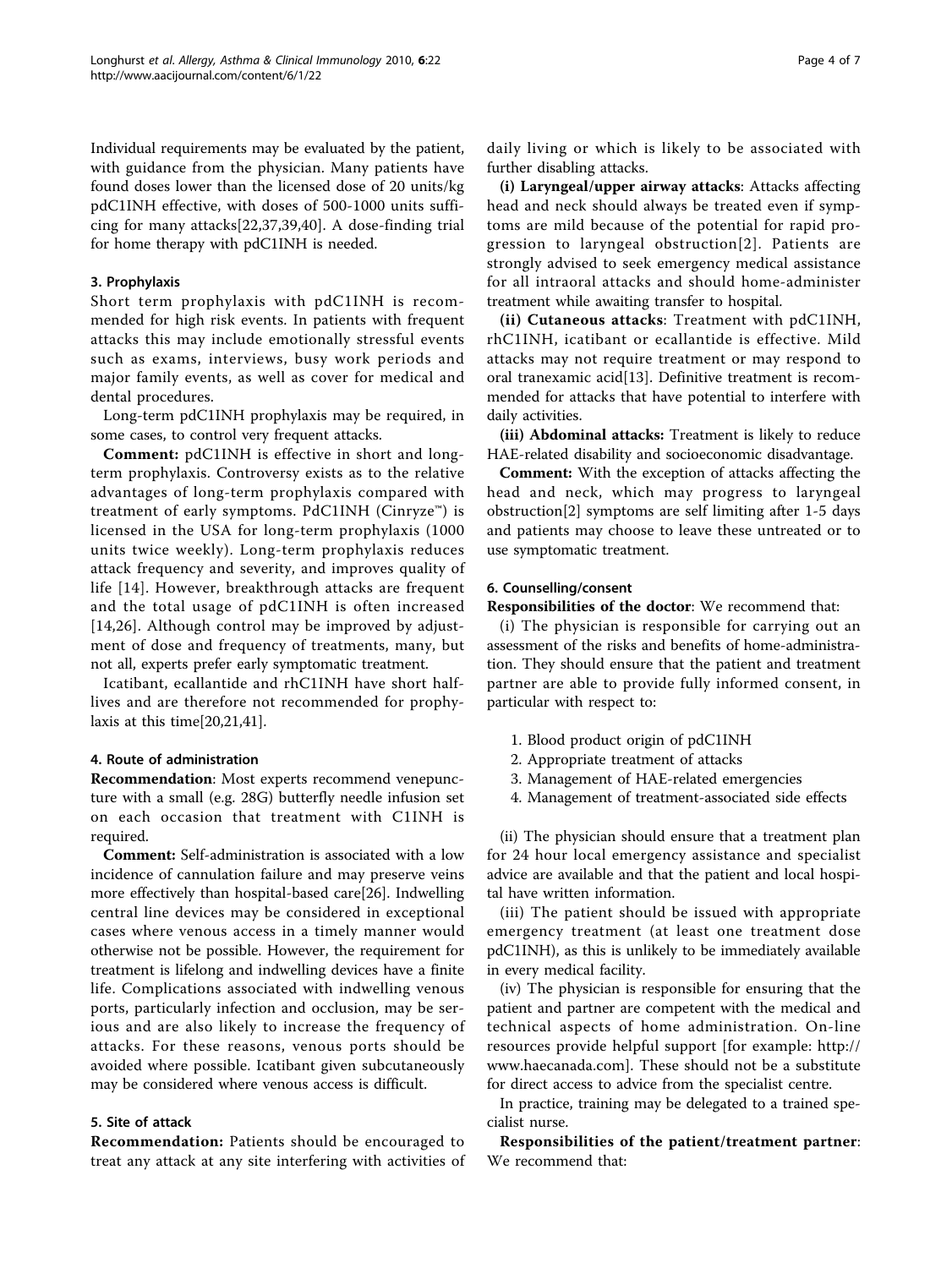Individual requirements may be evaluated by the patient, with guidance from the physician. Many patients have found doses lower than the licensed dose of 20 units/kg pdC1INH effective, with doses of 500-1000 units sufficing for many attacks[22,37,39,40]. A dose-finding trial for home therapy with pdC1INH is needed.

#### 3. Prophylaxis

Short term prophylaxis with pdC1INH is recommended for high risk events. In patients with frequent attacks this may include emotionally stressful events such as exams, interviews, busy work periods and major family events, as well as cover for medical and dental procedures.

Long-term pdC1INH prophylaxis may be required, in some cases, to control very frequent attacks.

**Comment:** pdC1INH is effective in short and long-term prophylaxis. Controversy exists as to the relative advantages of long-term prophylaxis compared with treatment of early symptoms. PdC1INH (Cinryze™) is licensed in the USA for long-term prophylaxis (1000 units twice weekly). Long-term prophylaxis reduces attack frequency and severity, and improves quality of life [14]. However, breakthrough attacks are frequent and the total usage of pdC1INH is often increased [14,26]. Although control may be improved by adjustment of dose and frequency of treatments, many, but not all, experts prefer early symptomatic treatment.

Icatibant, ecallantide and rhC1INH have short half-lives and are therefore not recommended for prophylaxis at this time[20,21,41].

#### 4. Route of administration

**Recommendation**: Most experts recommend venepuncture with a small (e.g. 28G) butterfly needle infusion set on each occasion that treatment with C1INH is required.

**Comment:** Self-administration is associated with a low incidence of cannulation failure and may preserve veins more effectively than hospital-based care[26]. Indwelling central line devices may be considered in exceptional cases where venous access in a timely manner would otherwise not be possible. However, the requirement for treatment is lifelong and indwelling devices have a finite life. Complications associated with indwelling venous ports, particularly infection and occlusion, may be serious and are also likely to increase the frequency of attacks. For these reasons, venous ports should be avoided where possible. Icatibant given subcutaneously may be considered where venous access is difficult.

#### 5. Site of attack

**Recommendation:** Patients should be encouraged to treat any attack at any site interfering with activities of daily living or which is likely to be associated with further disabling attacks.

**(i) Laryngeal/upper airway attacks**: Attacks affecting head and neck should always be treated even if symptoms are mild because of the potential for rapid progression to laryngeal obstruction[2]. Patients are strongly advised to seek emergency medical assistance for all intraoral attacks and should home-administer treatment while awaiting transfer to hospital.

**(ii) Cutaneous attacks**: Treatment with pdC1INH, rhC1INH, icatibant or ecallantide is effective. Mild attacks may not require treatment or may respond to oral tranexamic acid[13]. Definitive treatment is recommended for attacks that have potential to interfere with daily activities.

**(iii) Abdominal attacks:** Treatment is likely to reduce HAE-related disability and socioeconomic disadvantage.

**Comment:** With the exception of attacks affecting the head and neck, which may progress to laryngeal obstruction[2] symptoms are self limiting after 1-5 days and patients may choose to leave these untreated or to use symptomatic treatment.

#### 6. Counselling/consent

**Responsibilities of the doctor**: We recommend that:

(i) The physician is responsible for carrying out an assessment of the risks and benefits of home-administration. They should ensure that the patient and treatment partner are able to provide fully informed consent, in particular with respect to:

1. Blood product origin of pdC1INH
2. Appropriate treatment of attacks
3. Management of HAE-related emergencies
4. Management of treatment-associated side effects

(ii) The physician should ensure that a treatment plan for 24 hour local emergency assistance and specialist advice are available and that the patient and local hospital have written information.

(iii) The patient should be issued with appropriate emergency treatment (at least one treatment dose pdC1INH), as this is unlikely to be immediately available in every medical facility.

(iv) The physician is responsible for ensuring that the patient and partner are competent with the medical and technical aspects of home administration. On-line resources provide helpful support [for example: http://www.haecanada.com]. These should not be a substitute for direct access to advice from the specialist centre.

In practice, training may be delegated to a trained specialist nurse.

**Responsibilities of the patient/treatment partner**: We recommend that: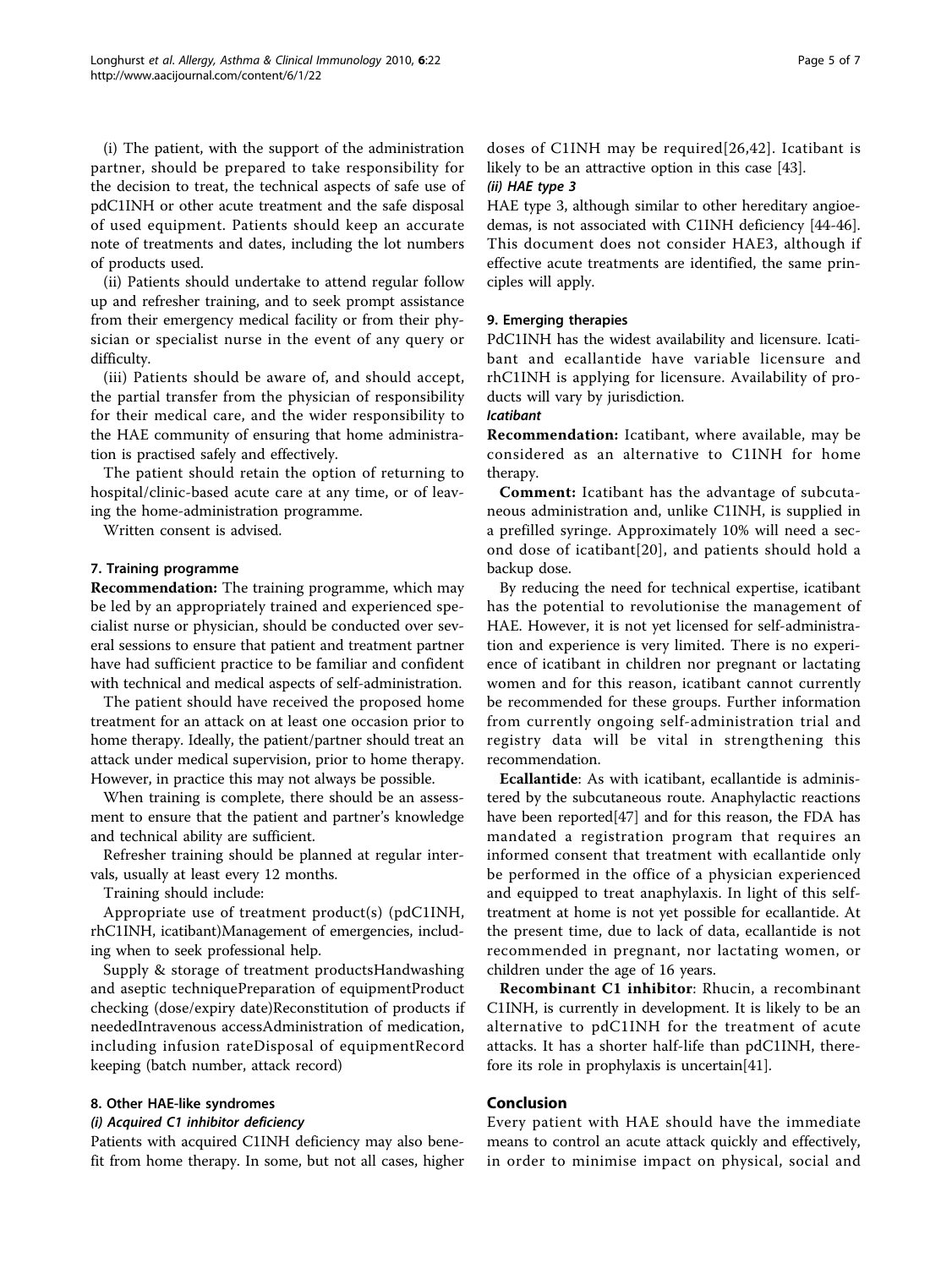(i) The patient, with the support of the administration partner, should be prepared to take responsibility for the decision to treat, the technical aspects of safe use of pdC1INH or other acute treatment and the safe disposal of used equipment. Patients should keep an accurate note of treatments and dates, including the lot numbers of products used.

(ii) Patients should undertake to attend regular follow up and refresher training, and to seek prompt assistance from their emergency medical facility or from their physician or specialist nurse in the event of any query or difficulty.

(iii) Patients should be aware of, and should accept, the partial transfer from the physician of responsibility for their medical care, and the wider responsibility to the HAE community of ensuring that home administration is practised safely and effectively.

The patient should retain the option of returning to hospital/clinic-based acute care at any time, or of leaving the home-administration programme.

Written consent is advised.

#### 7. Training programme

**Recommendation:** The training programme, which may be led by an appropriately trained and experienced specialist nurse or physician, should be conducted over several sessions to ensure that patient and treatment partner have had sufficient practice to be familiar and confident with technical and medical aspects of self-administration.

The patient should have received the proposed home treatment for an attack on at least one occasion prior to home therapy. Ideally, the patient/partner should treat an attack under medical supervision, prior to home therapy. However, in practice this may not always be possible.

When training is complete, there should be an assessment to ensure that the patient and partner's knowledge and technical ability are sufficient.

Refresher training should be planned at regular intervals, usually at least every 12 months.

Training should include:

- Appropriate use of treatment product(s) (pdC1INH, rhC1INH, icatibant)
- Management of emergencies, including when to seek professional help.
- Supply & storage of treatment products
- Handwashing and aseptic technique
- Preparation of equipment
- Product checking (dose/expiry date)
- Reconstitution of products if needed
- Intravenous access
- Administration of medication, including infusion rate
- Disposal of equipment
- Record keeping (batch number, attack record)

#### 8. Other HAE-like syndromes

##### *(i) Acquired C1 inhibitor deficiency*

Patients with acquired C1INH deficiency may also benefit from home therapy. In some, but not all cases, higher doses of C1INH may be required[26,42]. Icatibant is likely to be an attractive option in this case [43].

##### *(ii) HAE type 3*

HAE type 3, although similar to other hereditary angioedemas, is not associated with C1INH deficiency [44-46]. This document does not consider HAE3, although if effective acute treatments are identified, the same principles will apply.

#### 9. Emerging therapies

PdC1INH has the widest availability and licensure. Icatibant and ecallantide have variable licensure and rhC1INH is applying for licensure. Availability of products will vary by jurisdiction.

##### *Icatibant*

**Recommendation:** Icatibant, where available, may be considered as an alternative to C1INH for home therapy.

**Comment:** Icatibant has the advantage of subcutaneous administration and, unlike C1INH, is supplied in a prefilled syringe. Approximately 10% will need a second dose of icatibant[20], and patients should hold a backup dose.

By reducing the need for technical expertise, icatibant has the potential to revolutionise the management of HAE. However, it is not yet licensed for self-administration and experience is very limited. There is no experience of icatibant in children nor pregnant or lactating women and for this reason, icatibant cannot currently be recommended for these groups. Further information from currently ongoing self-administration trial and registry data will be vital in strengthening this recommendation.

**Ecallantide**: As with icatibant, ecallantide is administered by the subcutaneous route. Anaphylactic reactions have been reported[47] and for this reason, the FDA has mandated a registration program that requires an informed consent that treatment with ecallantide only be performed in the office of a physician experienced and equipped to treat anaphylaxis. In light of this self-treatment at home is not yet possible for ecallantide. At the present time, due to lack of data, ecallantide is not recommended in pregnant, nor lactating women, or children under the age of 16 years.

**Recombinant C1 inhibitor**: Rhucin, a recombinant C1INH, is currently in development. It is likely to be an alternative to pdC1INH for the treatment of acute attacks. It has a shorter half-life than pdC1INH, therefore its role in prophylaxis is uncertain[41].

## Conclusion

Every patient with HAE should have the immediate means to control an acute attack quickly and effectively, in order to minimise impact on physical, social and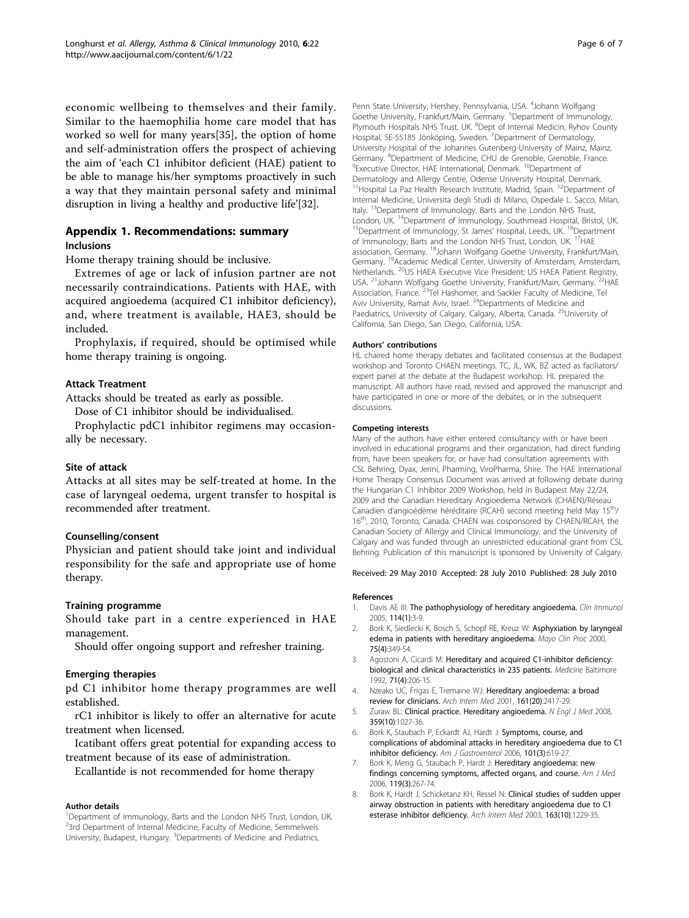economic wellbeing to themselves and their family. Similar to the haemophilia home care model that has worked so well for many years[35], the option of home and self-administration offers the prospect of achieving the aim of 'each C1 inhibitor deficient (HAE) patient to be able to manage his/her symptoms proactively in such a way that they maintain personal safety and minimal disruption in living a healthy and productive life'[32].

## Appendix 1. Recommendations: summary

### Inclusions

Home therapy training should be inclusive.

Extremes of age or lack of infusion partner are not necessarily contraindications. Patients with HAE, with acquired angioedema (acquired C1 inhibitor deficiency), and, where treatment is available, HAE3, should be included.

Prophylaxis, if required, should be optimised while home therapy training is ongoing.

### Attack Treatment

Attacks should be treated as early as possible.

Dose of C1 inhibitor should be individualised.

Prophylactic pdC1 inhibitor regimens may occasionally be necessary.

### Site of attack

Attacks at all sites may be self-treated at home. In the case of laryngeal oedema, urgent transfer to hospital is recommended after treatment.

### Counselling/consent

Physician and patient should take joint and individual responsibility for the safe and appropriate use of home therapy.

### Training programme

Should take part in a centre experienced in HAE management.

Should offer ongoing support and refresher training.

### Emerging therapies

pd C1 inhibitor home therapy programmes are well established.

rC1 inhibitor is likely to offer an alternative for acute treatment when licensed.

Icatibant offers great potential for expanding access to treatment because of its ease of administration.

Ecallantide is not recommended for home therapy

#### Author details

[1]Department of Immunology, Barts and the London NHS Trust, London, UK. [2]3rd Department of Internal Medicine, Faculty of Medicine, Semmelweis University, Budapest, Hungary. [3]Departments of Medicine and Pediatrics, Penn State University, Hershey, Pennsylvania, USA. [4]Johann Wolfgang Goethe University, Frankfurt/Main, Germany. [5]Department of Immunology, Plymouth Hospitals NHS Trust, UK. [6]Dept of Internal Medicin, Ryhov County Hospital, SE-55185 Jönköping, Sweden. [7]Department of Dermatology, University Hospital of the Johannes Gutenberg-University of Mainz, Mainz, Germany. [8]Department of Medicine, CHU de Grenoble, Grenoble, France. [9]Executive Director, HAE International, Denmark. [10]Department of Dermatology and Allergy Centre, Odense University Hospital, Denmark. [11]Hospital La Paz Health Research Institute, Madrid, Spain. [12]Department of Internal Medicine, Universita degli Studi di Milano, Ospedale L. Sacco, Milan, Italy. [13]Department of Immunology, Barts and the London NHS Trust, London, UK. [14]Department of Immunology, Southmead Hospital, Bristol, UK. [15]Department of Immunology, St James' Hospital, Leeds, UK. [16]Department of Immunology, Barts and the London NHS Trust, London, UK. [17]HAE association, Germany. [18]Johann Wolfgang Goethe University, Frankfurt/Main, Germany. [19]Academic Medical Center, University of Amsterdam, Amsterdam, Netherlands. [20]US HAEA Executive Vice President; US HAEA Patient Registry, USA. [21]Johann Wolfgang Goethe University, Frankfurt/Main, Germany. [22]HAE Association, France. [23]Tel Hashomer, and Sackler Faculty of Medicine, Tel Aviv University, Ramat Aviv, Israel. [24]Departments of Medicine and Paediatrics, University of Calgary, Calgary, Alberta, Canada. [25]University of California, San Diego, San Diego, California, USA.

#### Authors' contributions

HL chaired home therapy debates and facilitated consensus at the Budapest workshop and Toronto CHAEN meetings. TC, JL, WK, BZ acted as faciliators/ expert panel at the debate at the Budapest workshop. HL prepared the manuscript. All authors have read, revised and approved the manuscript and have participated in one or more of the debates, or in the subsequent discussions.

#### Competing interests

Many of the authors have either entered consultancy with or have been involved in educational programs and their organization, had direct funding from, have been speakers for, or have had consultation agreements with CSL Behring, Dyax, Jerini, Pharming, ViroPharma, Shire. The HAE International Home Therapy Consensus Document was arrived at following debate during the Hungarian C1 Inhibitor 2009 Workshop, held in Budapest May 22/24, 2009 and the Canadian Hereditary Angioedema Network (CHAEN)/Réseau Canadien d'angioédème héréditaire (RCAH) second meeting held May 15th/16th, 2010, Toronto, Canada. CHAEN was cosponsored by CHAEN/RCAH, the Canadian Society of Allergy and Clinical Immunology, and the University of Calgary and was funded through an unrestricted educational grant from CSL Behring. Publication of this manuscript is sponsored by University of Calgary.

Received: 29 May 2010 Accepted: 28 July 2010 Published: 28 July 2010

#### References

1. Davis AE III: **The pathophysiology of hereditary angioedema.** *Clin Immunol* 2005, **114(1)**:3-9.
2. Bork K, Siedlecki K, Bosch S, Schopf RE, Kreuz W: **Asphyxiation by laryngeal edema in patients with hereditary angioedema.** *Mayo Clin Proc* 2000, **75(4)**:349-54.
3. Agostoni A, Cicardi M: **Hereditary and acquired C1-inhibitor deficiency: biological and clinical characteristics in 235 patients.** *Medicine* Baltimore 1992, **71(4)**:206-15.
4. Nzeako UC, Frigas E, Tremaine WJ: **Hereditary angioedema: a broad review for clinicians.** *Arch Intern Med* 2001, **161(20)**:2417-29.
5. Zuraw BL: **Clinical practice. Hereditary angioedema.** *N Engl J Med* 2008, **359(10)**:1027-36.
6. Bork K, Staubach P, Eckardt AJ, Hardt J: **Symptoms, course, and complications of abdominal attacks in hereditary angioedema due to C1 inhibitor deficiency.** *Am J Gastroenterol* 2006, **101(3)**:619-27.
7. Bork K, Meng G, Staubach P, Hardt J: **Hereditary angioedema: new findings concerning symptoms, affected organs, and course.** *Am J Med* 2006, **119(3)**:267-74.
8. Bork K, Hardt J, Schicketanz KH, Ressel N: **Clinical studies of sudden upper airway obstruction in patients with hereditary angioedema due to C1 esterase inhibitor deficiency.** *Arch Intern Med* 2003, **163(10)**:1229-35.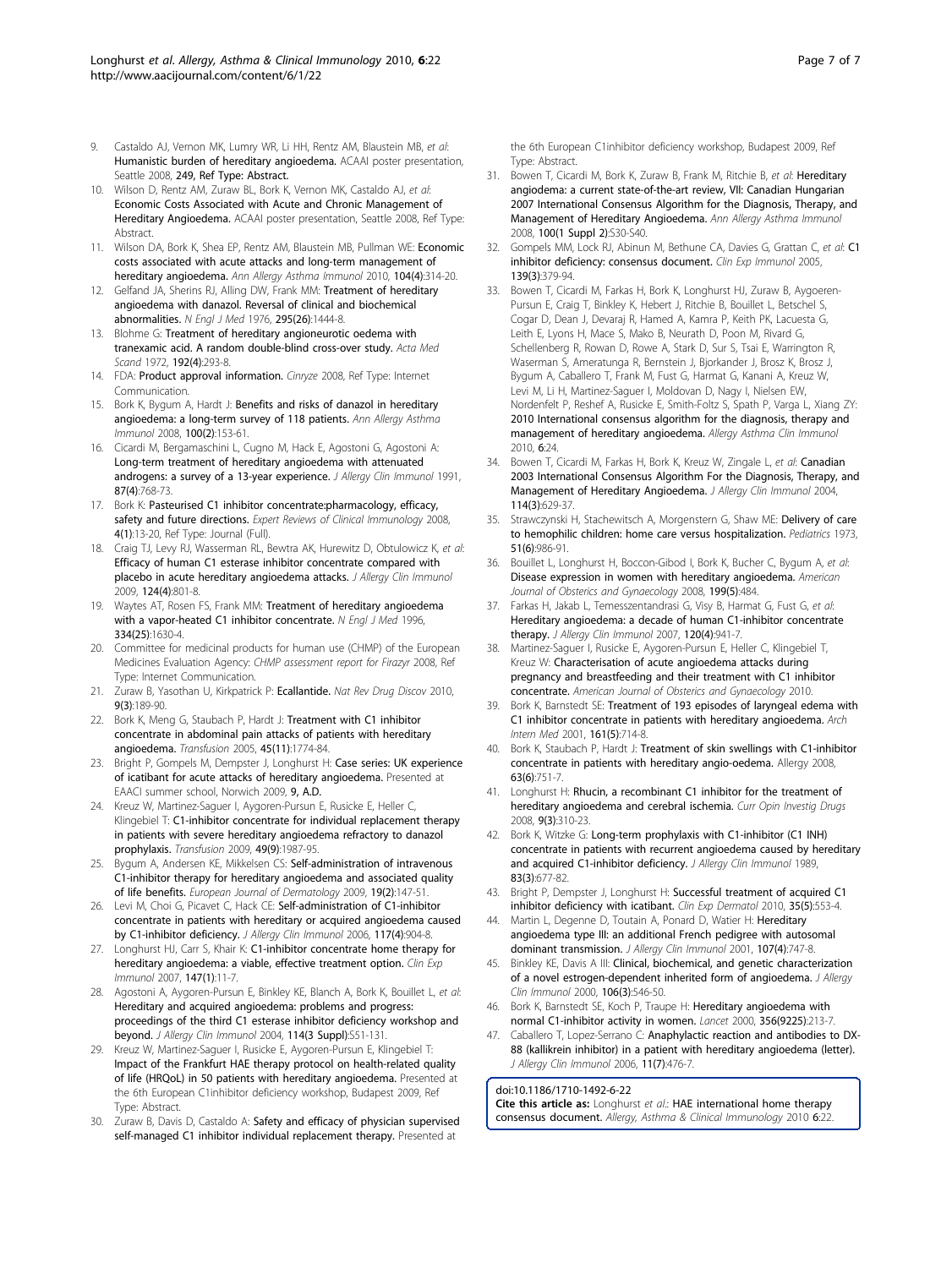9. Castaldo AJ, Vernon MK, Lumry WR, Li HH, Rentz AM, Blaustein MB, *et al*: **Humanistic burden of hereditary angioedema.** ACAAI poster presentation, Seattle 2008, **249, Ref Type: Abstract.**
10. Wilson D, Rentz AM, Zuraw BL, Bork K, Vernon MK, Castaldo AJ, *et al*: **Economic Costs Associated with Acute and Chronic Management of Hereditary Angioedema.** ACAAI poster presentation, Seattle 2008, Ref Type: Abstract.
11. Wilson DA, Bork K, Shea EP, Rentz AM, Blaustein MB, Pullman WE: **Economic costs associated with acute attacks and long-term management of hereditary angioedema.** *Ann Allergy Asthma Immunol* 2010, **104(4)**:314-20.
12. Gelfand JA, Sherins RJ, Alling DW, Frank MM: **Treatment of hereditary angioedema with danazol. Reversal of clinical and biochemical abnormalities.** *N Engl J Med* 1976, **295(26)**:1444-8.
13. Blohme G: **Treatment of hereditary angioneurotic oedema with tranexamic acid. A random double-blind cross-over study.** *Acta Med Scand* 1972, **192(4)**:293-8.
14. FDA: **Product approval information.** *Cinryze* 2008, Ref Type: Internet Communication.
15. Bork K, Bygum A, Hardt J: **Benefits and risks of danazol in hereditary angioedema: a long-term survey of 118 patients.** *Ann Allergy Asthma Immunol* 2008, **100(2)**:153-61.
16. Cicardi M, Bergamaschini L, Cugno M, Hack E, Agostoni G, Agostoni A: **Long-term treatment of hereditary angioedema with attenuated androgens: a survey of a 13-year experience.** *J Allergy Clin Immunol* 1991, **87(4)**:768-73.
17. Bork K: **Pasteurised C1 inhibitor concentrate:pharmacology, efficacy, safety and future directions.** *Expert Reviews of Clinical Immunology* 2008, **4(1)**:13-20, Ref Type: Journal (Full).
18. Craig TJ, Levy RJ, Wasserman RL, Bewtra AK, Hurewitz D, Obtulowicz K, *et al*: **Efficacy of human C1 esterase inhibitor concentrate compared with placebo in acute hereditary angioedema attacks.** *J Allergy Clin Immunol* 2009, **124(4)**:801-8.
19. Waytes AT, Rosen FS, Frank MM: **Treatment of hereditary angioedema with a vapor-heated C1 inhibitor concentrate.** *N Engl J Med* 1996, **334(25)**:1630-4.
20. Committee for medicinal products for human use (CHMP) of the European Medicines Evaluation Agency: *CHMP assessment report for Firazyr* 2008, Ref Type: Internet Communication.
21. Zuraw B, Yasothan U, Kirkpatrick P: **Ecallantide.** *Nat Rev Drug Discov* 2010, **9(3)**:189-90.
22. Bork K, Meng G, Staubach P, Hardt J: **Treatment with C1 inhibitor concentrate in abdominal pain attacks of patients with hereditary angioedema.** *Transfusion* 2005, **45(11)**:1774-84.
23. Bright P, Gompels M, Dempster J, Longhurst H: **Case series: UK experience of icatibant for acute attacks of hereditary angioedema.** Presented at EAACI summer school, Norwich 2009, **9, A.D.**
24. Kreuz W, Martinez-Saguer I, Aygoren-Pursun E, Rusicke E, Heller C, Klingebiel T: **C1-inhibitor concentrate for individual replacement therapy in patients with severe hereditary angioedema refractory to danazol prophylaxis.** *Transfusion* 2009, **49(9)**:1987-95.
25. Bygum A, Andersen KE, Mikkelsen CS: **Self-administration of intravenous C1-inhibitor therapy for hereditary angioedema and associated quality of life benefits.** *European Journal of Dermatology* 2009, **19(2)**:147-51.
26. Levi M, Choi G, Picavet C, Hack CE: **Self-administration of C1-inhibitor concentrate in patients with hereditary or acquired angioedema caused by C1-inhibitor deficiency.** *J Allergy Clin Immunol* 2006, **117(4)**:904-8.
27. Longhurst HJ, Carr S, Khair K: **C1-inhibitor concentrate home therapy for hereditary angioedema: a viable, effective treatment option.** *Clin Exp Immunol* 2007, **147(1)**:11-7.
28. Agostoni A, Aygoren-Pursun E, Binkley KE, Blanch A, Bork K, Bouillet L, *et al*: **Hereditary and acquired angioedema: problems and progress: proceedings of the third C1 esterase inhibitor deficiency workshop and beyond.** *J Allergy Clin Immunol* 2004, **114(3 Suppl)**:S51-131.
29. Kreuz W, Martinez-Saguer I, Rusicke E, Aygoren-Pursun E, Klingebiel T: **Impact of the Frankfurt HAE therapy protocol on health-related quality of life (HRQoL) in 50 patients with hereditary angioedema.** Presented at the 6th European C1inhibitor deficiency workshop, Budapest 2009, Ref Type: Abstract.
30. Zuraw B, Davis D, Castaldo A: **Safety and efficacy of physician supervised self-managed C1 inhibitor individual replacement therapy.** Presented at the 6th European C1inhibitor deficiency workshop, Budapest 2009, Ref Type: Abstract.
31. Bowen T, Cicardi M, Bork K, Zuraw B, Frank M, Ritchie B, *et al*: **Hereditary angiodema: a current state-of-the-art review, VII: Canadian Hungarian 2007 International Consensus Algorithm for the Diagnosis, Therapy, and Management of Hereditary Angioedema.** *Ann Allergy Asthma Immunol* 2008, **100(1 Suppl 2)**:S30-S40.
32. Gompels MM, Lock RJ, Abinun M, Bethune CA, Davies G, Grattan C, *et al*: **C1 inhibitor deficiency: consensus document.** *Clin Exp Immunol* 2005, **139(3)**:379-94.
33. Bowen T, Cicardi M, Farkas H, Bork K, Longhurst HJ, Zuraw B, Aygoeren-Pursun E, Craig T, Binkley K, Hebert J, Ritchie B, Bouillet L, Betschel S, Cogar D, Dean J, Devaraj R, Hamed A, Kamra P, Keith PK, Lacuesta G, Leith E, Lyons H, Mace S, Mako B, Neurath D, Poon M, Rivard G, Schellenberg R, Rowan D, Rowe A, Stark D, Sur S, Tsai E, Warrington R, Waserman S, Ameratunga R, Bernstein J, Bjorkander J, Brosz K, Brosz J, Bygum A, Caballero T, Frank M, Fust G, Harmat G, Kanani A, Kreuz W, Levi M, Li H, Martinez-Saguer I, Moldovan D, Nagy I, Nielsen EW, Nordenfelt P, Reshef A, Rusicke E, Smith-Foltz S, Spath P, Varga L, Xiang ZY: **2010 International consensus algorithm for the diagnosis, therapy and management of hereditary angioedema.** *Allergy Asthma Clin Immunol* 2010, **6**:24.
34. Bowen T, Cicardi M, Farkas H, Bork K, Kreuz W, Zingale L, *et al*: **Canadian 2003 International Consensus Algorithm For the Diagnosis, Therapy, and Management of Hereditary Angioedema.** *J Allergy Clin Immunol* 2004, **114(3)**:629-37.
35. Strawczynski H, Stachewitsch A, Morgenstern G, Shaw ME: **Delivery of care to hemophilic children: home care versus hospitalization.** *Pediatrics* 1973, **51(6)**:986-91.
36. Bouillet L, Longhurst H, Boccon-Gibod I, Bork K, Bucher C, Bygum A, *et al*: **Disease expression in women with hereditary angioedema.** *American Journal of Obsterics and Gynaecology* 2008, **199(5)**:484.
37. Farkas H, Jakab L, Temesszentandrasi G, Visy B, Harmat G, Fust G, *et al*: **Hereditary angioedema: a decade of human C1-inhibitor concentrate therapy.** *J Allergy Clin Immunol* 2007, **120(4)**:941-7.
38. Martinez-Saguer I, Rusicke E, Aygoren-Pursun E, Heller C, Klingebiel T, Kreuz W: **Characterisation of acute angioedema attacks during pregnancy and breastfeeding and their treatment with C1 inhibitor concentrate.** *American Journal of Obsterics and Gynaecology* 2010.
39. Bork K, Barnstedt SE: **Treatment of 193 episodes of laryngeal edema with C1 inhibitor concentrate in patients with hereditary angioedema.** *Arch Intern Med* 2001, **161(5)**:714-8.
40. Bork K, Staubach P, Hardt J: **Treatment of skin swellings with C1-inhibitor concentrate in patients with hereditary angio-oedema.** *Allergy* 2008, **63(6)**:751-7.
41. Longhurst H: **Rhucin, a recombinant C1 inhibitor for the treatment of hereditary angioedema and cerebral ischemia.** *Curr Opin Investig Drugs* 2008, **9(3)**:310-23.
42. Bork K, Witzke G: **Long-term prophylaxis with C1-inhibitor (C1 INH) concentrate in patients with recurrent angioedema caused by hereditary and acquired C1-inhibitor deficiency.** *J Allergy Clin Immunol* 1989, **83(3)**:677-82.
43. Bright P, Dempster J, Longhurst H: **Successful treatment of acquired C1 inhibitor deficiency with icatibant.** *Clin Exp Dermatol* 2010, **35(5)**:553-4.
44. Martin L, Degenne D, Toutain A, Ponard D, Watier H: **Hereditary angioedema type III: an additional French pedigree with autosomal dominant transmission.** *J Allergy Clin Immunol* 2001, **107(4)**:747-8.
45. Binkley KE, Davis A III: **Clinical, biochemical, and genetic characterization of a novel estrogen-dependent inherited form of angioedema.** *J Allergy Clin Immunol* 2000, **106(3)**:546-50.
46. Bork K, Barnstedt SE, Koch P, Traupe H: **Hereditary angioedema with normal C1-inhibitor activity in women.** *Lancet* 2000, **356(9225)**:213-7.
47. Caballero T, Lopez-Serrano C: **Anaphylactic reaction and antibodies to DX-88 (kallikrein inhibitor) in a patient with hereditary angioedema (letter).** *J Allergy Clin Immunol* 2006, **11(7)**:476-7.

doi:10.1186/1710-1492-6-22

**Cite this article as:** Longhurst *et al.*: HAE international home therapy consensus document. *Allergy, Asthma & Clinical Immunology* 2010 **6**:22.